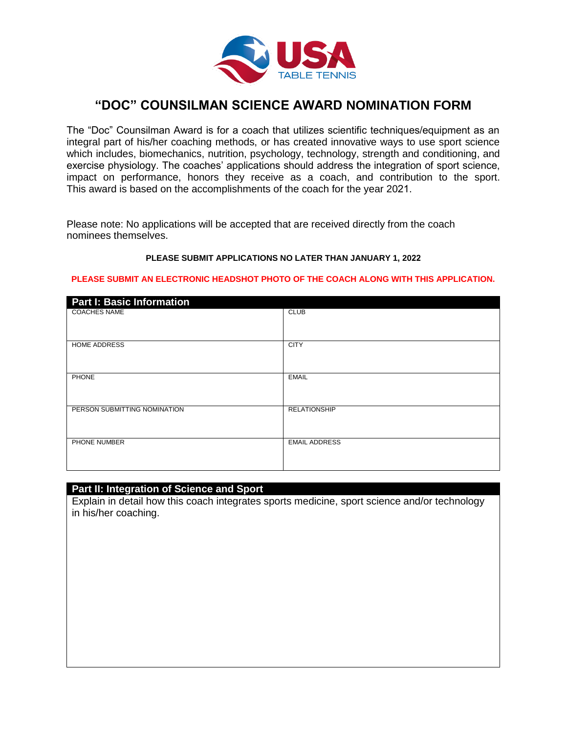# "DOC" COUNSILMAN SCIENCE AWARD NOMINATION FORM

The "Doc" Counsilman Award is for a coach that utilizes scientific techniques/equipment as an integral part of his/her coaching methods, or has created innovative ways to use sport science which includes, biomechanics, nutrition, psychology, technology, strength and conditioning, and exercise physiology. The coaches' applications should address the integration of sport science, impact on performance, honors they receive as a coach, and contribution to the sport. This award is based on the accomplishments of the coach for the year 2021.

Please note: No applications will be accepted that are received directly from the coach nominees themselves.

**PLEASE SUBMIT APPLICATIONS NO LATER THAN JANUARY 1, 2022**

**PLEASE SUBMIT AN ELECTRONIC HEADSHOT PHOTO OF THE COACH ALONG WITH THIS APPLICATION.**

## Part I: Basic Information

| COACHES NAME | CLUB |
|---|---|
| HOME ADDRESS | CITY |
| PHONE | EMAIL |
| PERSON SUBMITTING NOMINATION | RELATIONSHIP |
| PHONE NUMBER | EMAIL ADDRESS |

## Part II: Integration of Science and Sport

Explain in detail how this coach integrates sports medicine, sport science and/or technology in his/her coaching.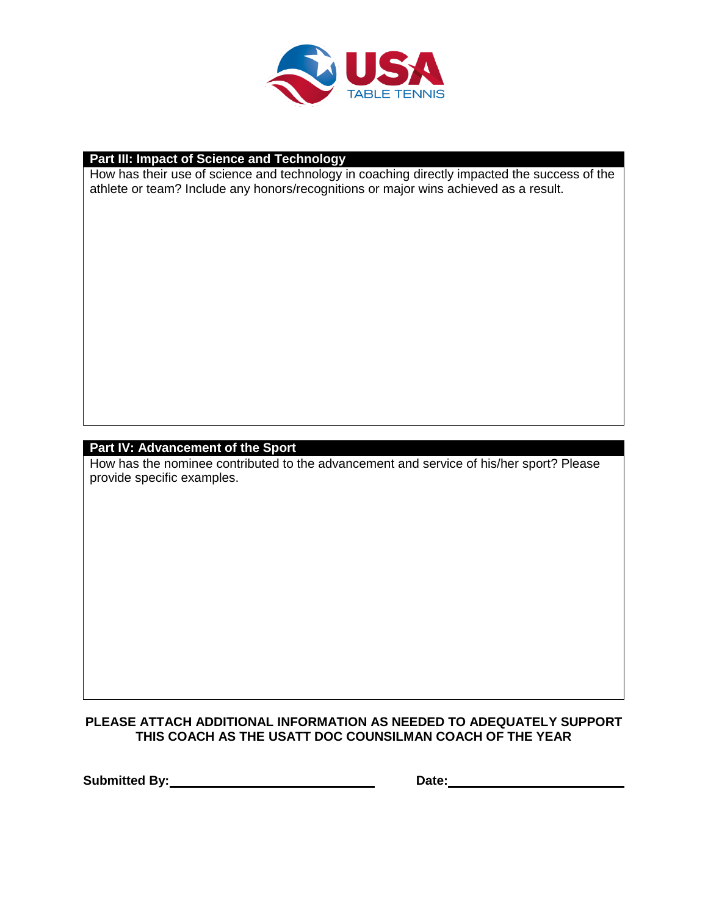## Part III: Impact of Science and Technology

How has their use of science and technology in coaching directly impacted the success of the athlete or team? Include any honors/recognitions or major wins achieved as a result.

## Part IV: Advancement of the Sport

How has the nominee contributed to the advancement and service of his/her sport? Please provide specific examples.

**PLEASE ATTACH ADDITIONAL INFORMATION AS NEEDED TO ADEQUATELY SUPPORT THIS COACH AS THE USATT DOC COUNSILMAN COACH OF THE YEAR**

**Submitted By:** ______________________________ **Date:** ________________________